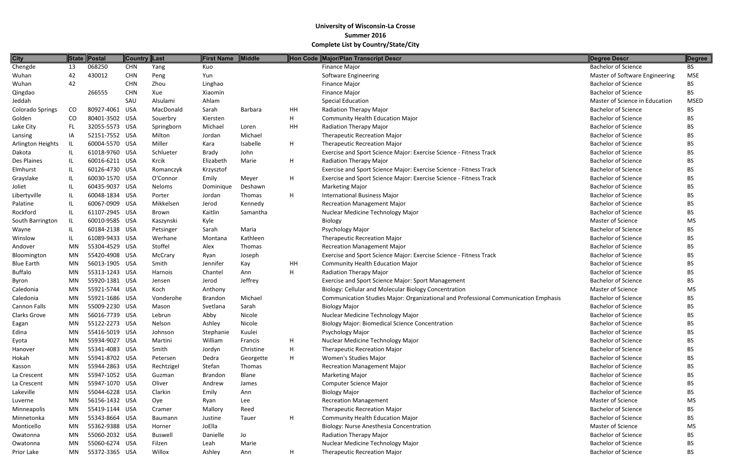# University of Wisconsin-La Crosse
## Summer 2016
## Complete List by Country/State/City

| City | State | Postal | Country | Last | First Name | Middle | Hon Code | Major/Plan Transcript Descr | Degree Descr | Degree |
|---|---|---|---|---|---|---|---|---|---|---|
| Chengde | 13 | 068250 | CHN | Yang | Kuo | | | Finance Major | Bachelor of Science | BS |
| Wuhan | 42 | 430012 | CHN | Peng | Yun | | | Software Engineering | Master of Software Engineering | MSE |
| Wuhan | 42 | | CHN | Zhou | Linghao | | | Finance Major | Bachelor of Science | BS |
| Qingdao | | 266555 | CHN | Xue | Xiaomin | | | Finance Major | Bachelor of Science | BS |
| Jeddah | | | SAU | Alsulami | Ahlam | | | Special Education | Master of Science in Education | MSED |
| Colorado Springs | CO | 80927-4061 | USA | MacDonald | Sarah | Barbara | HH | Radiation Therapy Major | Bachelor of Science | BS |
| Golden | CO | 80401-3502 | USA | Souerbry | Kiersten | | H | Community Health Education Major | Bachelor of Science | BS |
| Lake City | FL | 32055-5573 | USA | Springborn | Michael | Loren | HH | Radiation Therapy Major | Bachelor of Science | BS |
| Lansing | IA | 52151-7552 | USA | Milton | Jordan | Michael | | Therapeutic Recreation Major | Bachelor of Science | BS |
| Arlington Heights | IL | 60004-5570 | USA | Miller | Kara | Isabelle | H | Therapeutic Recreation Major | Bachelor of Science | BS |
| Dakota | IL | 61018-9760 | USA | Schlueter | Brady | John | | Exercise and Sport Science Major: Exercise Science - Fitness Track | Bachelor of Science | BS |
| Des Plaines | IL | 60016-6211 | USA | Krcik | Elizabeth | Marie | H | Radiation Therapy Major | Bachelor of Science | BS |
| Elmhurst | IL | 60126-4730 | USA | Romanczyk | Krzysztof | | | Exercise and Sport Science Major: Exercise Science - Fitness Track | Bachelor of Science | BS |
| Grayslake | IL | 60030-1570 | USA | O'Connor | Emily | Meyer | H | Exercise and Sport Science Major: Exercise Science - Fitness Track | Bachelor of Science | BS |
| Joliet | IL | 60435-9037 | USA | Neloms | Dominique | Deshawn | | Marketing Major | Bachelor of Science | BS |
| Libertyville | IL | 60048-1834 | USA | Porter | Jordan | Thomas | H | International Business Major | Bachelor of Science | BS |
| Palatine | IL | 60067-0909 | USA | Mikkelsen | Jerod | Kennedy | | Recreation Management Major | Bachelor of Science | BS |
| Rockford | IL | 61107-2945 | USA | Brown | Kaitlin | Samantha | | Nuclear Medicine Technology Major | Bachelor of Science | BS |
| South Barrington | IL | 60010-9585 | USA | Kaszynski | Kyle | | | Biology | Master of Science | MS |
| Wayne | IL | 60184-2138 | USA | Petsinger | Sarah | Maria | | Psychology Major | Bachelor of Science | BS |
| Winslow | IL | 61089-9433 | USA | Werhane | Montana | Kathleen | | Therapeutic Recreation Major | Bachelor of Science | BS |
| Andover | MN | 55304-4529 | USA | Stoffel | Alex | Thomas | | Recreation Management Major | Bachelor of Science | BS |
| Bloomington | MN | 55420-4908 | USA | McCrary | Ryan | Joseph | | Exercise and Sport Science Major: Exercise Science - Fitness Track | Bachelor of Science | BS |
| Blue Earth | MN | 56013-1905 | USA | Smith | Jennifer | Kay | HH | Community Health Education Major | Bachelor of Science | BS |
| Buffalo | MN | 55313-1243 | USA | Harnois | Chantel | Ann | H | Radiation Therapy Major | Bachelor of Science | BS |
| Byron | MN | 55920-1381 | USA | Jensen | Jerod | Jeffrey | | Exercise and Sport Science Major: Sport Management | Bachelor of Science | BS |
| Caledonia | MN | 55921-5744 | USA | Koch | Anthony | | | Biology: Cellular and Molecular Biology Concentration | Master of Science | MS |
| Caledonia | MN | 55921-1686 | USA | Vonderohe | Brandon | Michael | | Communication Studies Major: Organizational and Professional Communication Emphasis | Bachelor of Science | BS |
| Cannon Falls | MN | 55009-2230 | USA | Mason | Svetlana | Sarah | | Biology Major | Bachelor of Science | BS |
| Clarks Grove | MN | 56016-7739 | USA | Lebrun | Abby | Nicole | | Nuclear Medicine Technology Major | Bachelor of Science | BS |
| Eagan | MN | 55122-2273 | USA | Nelson | Ashley | Nicole | | Biology Major: Biomedical Science Concentration | Bachelor of Science | BS |
| Edina | MN | 55416-5019 | USA | Johnson | Stephanie | Kuulei | | Psychology Major | Bachelor of Science | BS |
| Eyota | MN | 55934-9027 | USA | Martini | William | Francis | H | Nuclear Medicine Technology Major | Bachelor of Science | BS |
| Hanover | MN | 55341-4083 | USA | Smith | Jordyn | Christine | H | Therapeutic Recreation Major | Bachelor of Science | BS |
| Hokah | MN | 55941-8702 | USA | Petersen | Dedra | Georgette | H | Women's Studies Major | Bachelor of Science | BS |
| Kasson | MN | 55944-2863 | USA | Rechtzigel | Stefan | Thomas | | Recreation Management Major | Bachelor of Science | BS |
| La Crescent | MN | 55947-1052 | USA | Guzman | Brandon | Blane | | Marketing Major | Bachelor of Science | BS |
| La Crescent | MN | 55947-1070 | USA | Oliver | Andrew | James | | Computer Science Major | Bachelor of Science | BS |
| Lakeville | MN | 55044-6228 | USA | Clarkin | Emily | Ann | | Biology Major | Bachelor of Science | BS |
| Luverne | MN | 56156-1432 | USA | Oye | Ryan | Lee | | Recreation Management | Master of Science | MS |
| Minneapolis | MN | 55419-1144 | USA | Cramer | Mallory | Reed | | Therapeutic Recreation Major | Bachelor of Science | BS |
| Minnetonka | MN | 55343-8664 | USA | Baumann | Justine | Tauer | H | Community Health Education Major | Bachelor of Science | BS |
| Monticello | MN | 55362-9388 | USA | Horner | JoElla | | | Biology: Nurse Anesthesia Concentration | Master of Science | MS |
| Owatonna | MN | 55060-2032 | USA | Buswell | Danielle | Jo | | Radiation Therapy Major | Bachelor of Science | BS |
| Owatonna | MN | 55060-6274 | USA | Filzen | Leah | Marie | | Nuclear Medicine Technology Major | Bachelor of Science | BS |
| Prior Lake | MN | 55372-3365 | USA | Willox | Ashley | Ann | H | Therapeutic Recreation Major | Bachelor of Science | BS |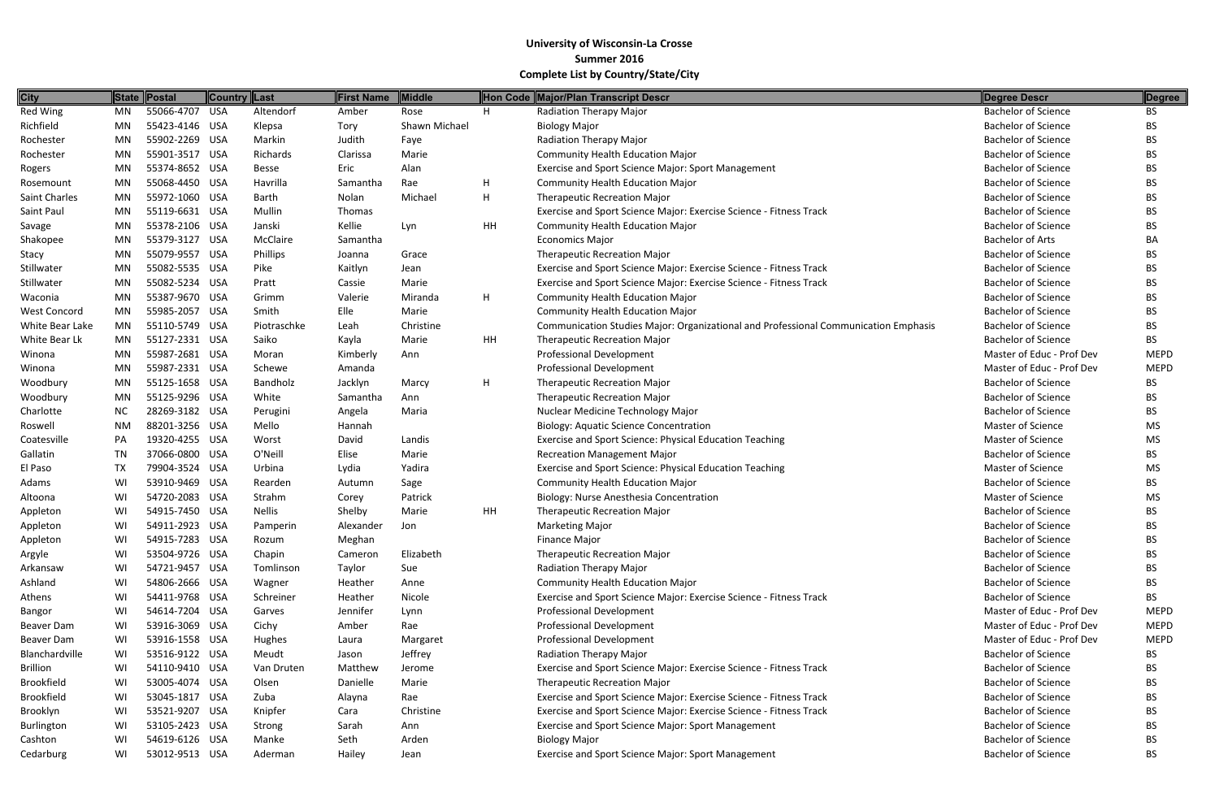# University of Wisconsin-La Crosse
## Summer 2016
### Complete List by Country/State/City

| City | State | Postal | Country | Last | First Name | Middle | Hon Code | Major/Plan Transcript Descr | Degree Descr | Degree |
|---|---|---|---|---|---|---|---|---|---|---|
| Red Wing | MN | 55066-4707 | USA | Altendorf | Amber | Rose | H | Radiation Therapy Major | Bachelor of Science | BS |
| Richfield | MN | 55423-4146 | USA | Klepsa | Tory | Shawn Michael | | Biology Major | Bachelor of Science | BS |
| Rochester | MN | 55902-2269 | USA | Markin | Judith | Faye | | Radiation Therapy Major | Bachelor of Science | BS |
| Rochester | MN | 55901-3517 | USA | Richards | Clarissa | Marie | | Community Health Education Major | Bachelor of Science | BS |
| Rogers | MN | 55374-8652 | USA | Besse | Eric | Alan | | Exercise and Sport Science Major: Sport Management | Bachelor of Science | BS |
| Rosemount | MN | 55068-4450 | USA | Havrilla | Samantha | Rae | H | Community Health Education Major | Bachelor of Science | BS |
| Saint Charles | MN | 55972-1060 | USA | Barth | Nolan | Michael | H | Therapeutic Recreation Major | Bachelor of Science | BS |
| Saint Paul | MN | 55119-6631 | USA | Mullin | Thomas | | | Exercise and Sport Science Major: Exercise Science - Fitness Track | Bachelor of Science | BS |
| Savage | MN | 55378-2106 | USA | Janski | Kellie | Lyn | HH | Community Health Education Major | Bachelor of Science | BS |
| Shakopee | MN | 55379-3127 | USA | McClaire | Samantha | | | Economics Major | Bachelor of Arts | BA |
| Stacy | MN | 55079-9557 | USA | Phillips | Joanna | Grace | | Therapeutic Recreation Major | Bachelor of Science | BS |
| Stillwater | MN | 55082-5535 | USA | Pike | Kaitlyn | Jean | | Exercise and Sport Science Major: Exercise Science - Fitness Track | Bachelor of Science | BS |
| Stillwater | MN | 55082-5234 | USA | Pratt | Cassie | Marie | | Exercise and Sport Science Major: Exercise Science - Fitness Track | Bachelor of Science | BS |
| Waconia | MN | 55387-9670 | USA | Grimm | Valerie | Miranda | H | Community Health Education Major | Bachelor of Science | BS |
| West Concord | MN | 55985-2057 | USA | Smith | Elle | Marie | | Community Health Education Major | Bachelor of Science | BS |
| White Bear Lake | MN | 55110-5749 | USA | Piotraschke | Leah | Christine | | Communication Studies Major: Organizational and Professional Communication Emphasis | Bachelor of Science | BS |
| White Bear Lk | MN | 55127-2331 | USA | Saiko | Kayla | Marie | HH | Therapeutic Recreation Major | Bachelor of Science | BS |
| Winona | MN | 55987-2681 | USA | Moran | Kimberly | Ann | | Professional Development | Master of Educ - Prof Dev | MEPD |
| Winona | MN | 55987-2331 | USA | Schewe | Amanda | | | Professional Development | Master of Educ - Prof Dev | MEPD |
| Woodbury | MN | 55125-1658 | USA | Bandholz | Jacklyn | Marcy | H | Therapeutic Recreation Major | Bachelor of Science | BS |
| Woodbury | MN | 55125-9296 | USA | White | Samantha | Ann | | Therapeutic Recreation Major | Bachelor of Science | BS |
| Charlotte | NC | 28269-3182 | USA | Perugini | Angela | Maria | | Nuclear Medicine Technology Major | Bachelor of Science | BS |
| Roswell | NM | 88201-3256 | USA | Mello | Hannah | | | Biology: Aquatic Science Concentration | Master of Science | MS |
| Coatesville | PA | 19320-4255 | USA | Worst | David | Landis | | Exercise and Sport Science: Physical Education Teaching | Master of Science | MS |
| Gallatin | TN | 37066-0800 | USA | O'Neill | Elise | Marie | | Recreation Management Major | Bachelor of Science | BS |
| El Paso | TX | 79904-3524 | USA | Urbina | Lydia | Yadira | | Exercise and Sport Science: Physical Education Teaching | Master of Science | MS |
| Adams | WI | 53910-9469 | USA | Rearden | Autumn | Sage | | Community Health Education Major | Bachelor of Science | BS |
| Altoona | WI | 54720-2083 | USA | Strahm | Corey | Patrick | | Biology: Nurse Anesthesia Concentration | Master of Science | MS |
| Appleton | WI | 54915-7450 | USA | Nellis | Shelby | Marie | HH | Therapeutic Recreation Major | Bachelor of Science | BS |
| Appleton | WI | 54911-2923 | USA | Pamperin | Alexander | Jon | | Marketing Major | Bachelor of Science | BS |
| Appleton | WI | 54915-7283 | USA | Rozum | Meghan | | | Finance Major | Bachelor of Science | BS |
| Argyle | WI | 53504-9726 | USA | Chapin | Cameron | Elizabeth | | Therapeutic Recreation Major | Bachelor of Science | BS |
| Arkansaw | WI | 54721-9457 | USA | Tomlinson | Taylor | Sue | | Radiation Therapy Major | Bachelor of Science | BS |
| Ashland | WI | 54806-2666 | USA | Wagner | Heather | Anne | | Community Health Education Major | Bachelor of Science | BS |
| Athens | WI | 54411-9768 | USA | Schreiner | Heather | Nicole | | Exercise and Sport Science Major: Exercise Science - Fitness Track | Bachelor of Science | BS |
| Bangor | WI | 54614-7204 | USA | Garves | Jennifer | Lynn | | Professional Development | Master of Educ - Prof Dev | MEPD |
| Beaver Dam | WI | 53916-3069 | USA | Cichy | Amber | Rae | | Professional Development | Master of Educ - Prof Dev | MEPD |
| Beaver Dam | WI | 53916-1558 | USA | Hughes | Laura | Margaret | | Professional Development | Master of Educ - Prof Dev | MEPD |
| Blanchardville | WI | 53516-9122 | USA | Meudt | Jason | Jeffrey | | Radiation Therapy Major | Bachelor of Science | BS |
| Brillion | WI | 54110-9410 | USA | Van Druten | Matthew | Jerome | | Exercise and Sport Science Major: Exercise Science - Fitness Track | Bachelor of Science | BS |
| Brookfield | WI | 53005-4074 | USA | Olsen | Danielle | Marie | | Therapeutic Recreation Major | Bachelor of Science | BS |
| Brookfield | WI | 53045-1817 | USA | Zuba | Alayna | Rae | | Exercise and Sport Science Major: Exercise Science - Fitness Track | Bachelor of Science | BS |
| Brooklyn | WI | 53521-9207 | USA | Knipfer | Cara | Christine | | Exercise and Sport Science Major: Exercise Science - Fitness Track | Bachelor of Science | BS |
| Burlington | WI | 53105-2423 | USA | Strong | Sarah | Ann | | Exercise and Sport Science Major: Sport Management | Bachelor of Science | BS |
| Cashton | WI | 54619-6126 | USA | Manke | Seth | Arden | | Biology Major | Bachelor of Science | BS |
| Cedarburg | WI | 53012-9513 | USA | Aderman | Hailey | Jean | | Exercise and Sport Science Major: Sport Management | Bachelor of Science | BS |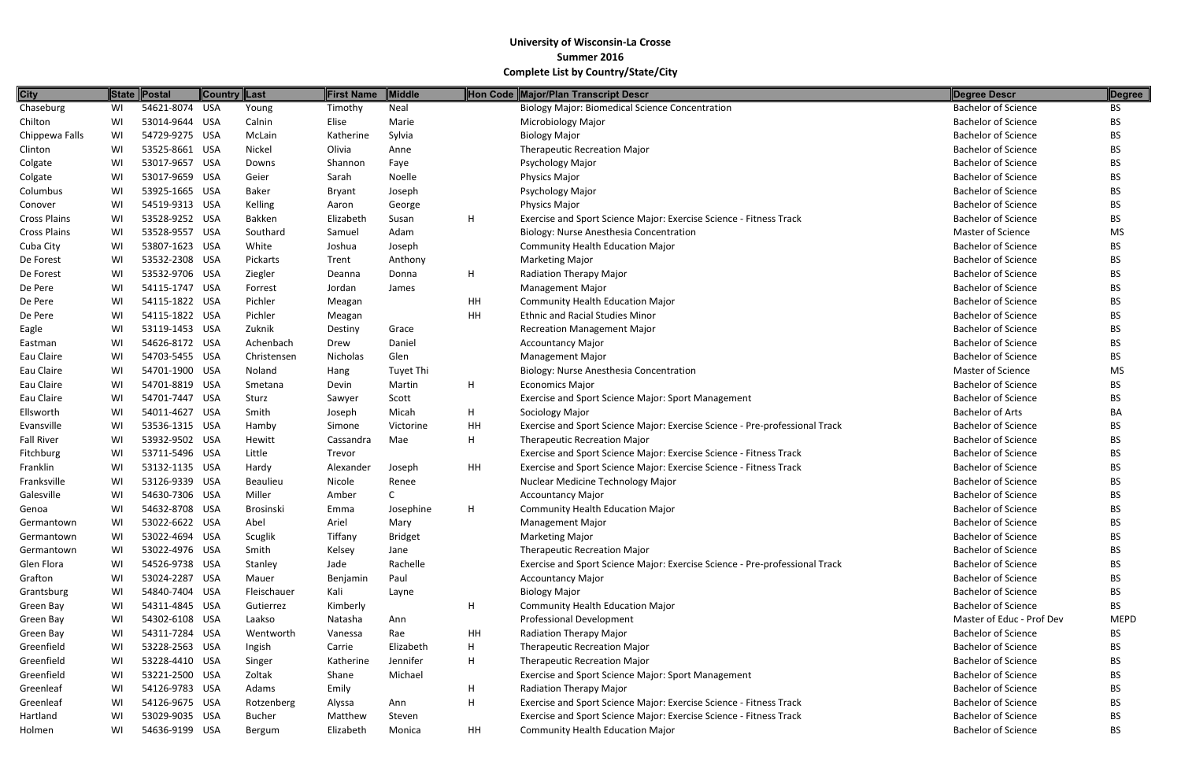**University of Wisconsin-La Crosse**
**Summer 2016**
**Complete List by Country/State/City**

| City | State | Postal | Country | Last | First Name | Middle | Hon Code | Major/Plan Transcript Descr | Degree Descr | Degree |
|---|---|---|---|---|---|---|---|---|---|---|
| Chaseburg | WI | 54621-8074 | USA | Young | Timothy | Neal | | Biology Major: Biomedical Science Concentration | Bachelor of Science | BS |
| Chilton | WI | 53014-9644 | USA | Calnin | Elise | Marie | | Microbiology Major | Bachelor of Science | BS |
| Chippewa Falls | WI | 54729-9275 | USA | McLain | Katherine | Sylvia | | Biology Major | Bachelor of Science | BS |
| Clinton | WI | 53525-8661 | USA | Nickel | Olivia | Anne | | Therapeutic Recreation Major | Bachelor of Science | BS |
| Colgate | WI | 53017-9657 | USA | Downs | Shannon | Faye | | Psychology Major | Bachelor of Science | BS |
| Colgate | WI | 53017-9659 | USA | Geier | Sarah | Noelle | | Physics Major | Bachelor of Science | BS |
| Columbus | WI | 53925-1665 | USA | Baker | Bryant | Joseph | | Psychology Major | Bachelor of Science | BS |
| Conover | WI | 54519-9313 | USA | Kelling | Aaron | George | | Physics Major | Bachelor of Science | BS |
| Cross Plains | WI | 53528-9252 | USA | Bakken | Elizabeth | Susan | H | Exercise and Sport Science Major: Exercise Science - Fitness Track | Bachelor of Science | BS |
| Cross Plains | WI | 53528-9557 | USA | Southard | Samuel | Adam | | Biology: Nurse Anesthesia Concentration | Master of Science | MS |
| Cuba City | WI | 53807-1623 | USA | White | Joshua | Joseph | | Community Health Education Major | Bachelor of Science | BS |
| De Forest | WI | 53532-2308 | USA | Pickarts | Trent | Anthony | | Marketing Major | Bachelor of Science | BS |
| De Forest | WI | 53532-9706 | USA | Ziegler | Deanna | Donna | H | Radiation Therapy Major | Bachelor of Science | BS |
| De Pere | WI | 54115-1747 | USA | Forrest | Jordan | James | | Management Major | Bachelor of Science | BS |
| De Pere | WI | 54115-1822 | USA | Pichler | Meagan | | HH | Community Health Education Major | Bachelor of Science | BS |
| De Pere | WI | 54115-1822 | USA | Pichler | Meagan | | HH | Ethnic and Racial Studies Minor | Bachelor of Science | BS |
| Eagle | WI | 53119-1453 | USA | Zuknik | Destiny | Grace | | Recreation Management Major | Bachelor of Science | BS |
| Eastman | WI | 54626-8172 | USA | Achenbach | Drew | Daniel | | Accountancy Major | Bachelor of Science | BS |
| Eau Claire | WI | 54703-5455 | USA | Christensen | Nicholas | Glen | | Management Major | Bachelor of Science | BS |
| Eau Claire | WI | 54701-1900 | USA | Noland | Hang | Tuyet Thi | | Biology: Nurse Anesthesia Concentration | Master of Science | MS |
| Eau Claire | WI | 54701-8819 | USA | Smetana | Devin | Martin | H | Economics Major | Bachelor of Science | BS |
| Eau Claire | WI | 54701-7447 | USA | Sturz | Sawyer | Scott | | Exercise and Sport Science Major: Sport Management | Bachelor of Science | BS |
| Ellsworth | WI | 54011-4627 | USA | Smith | Joseph | Micah | H | Sociology Major | Bachelor of Arts | BA |
| Evansville | WI | 53536-1315 | USA | Hamby | Simone | Victorine | HH | Exercise and Sport Science Major: Exercise Science - Pre-professional Track | Bachelor of Science | BS |
| Fall River | WI | 53932-9502 | USA | Hewitt | Cassandra | Mae | H | Therapeutic Recreation Major | Bachelor of Science | BS |
| Fitchburg | WI | 53711-5496 | USA | Little | Trevor | | | Exercise and Sport Science Major: Exercise Science - Fitness Track | Bachelor of Science | BS |
| Franklin | WI | 53132-1135 | USA | Hardy | Alexander | Joseph | HH | Exercise and Sport Science Major: Exercise Science - Fitness Track | Bachelor of Science | BS |
| Franksville | WI | 53126-9339 | USA | Beaulieu | Nicole | Renee | | Nuclear Medicine Technology Major | Bachelor of Science | BS |
| Galesville | WI | 54630-7306 | USA | Miller | Amber | C | | Accountancy Major | Bachelor of Science | BS |
| Genoa | WI | 54632-8708 | USA | Brosinski | Emma | Josephine | H | Community Health Education Major | Bachelor of Science | BS |
| Germantown | WI | 53022-6622 | USA | Abel | Ariel | Mary | | Management Major | Bachelor of Science | BS |
| Germantown | WI | 53022-4694 | USA | Scuglik | Tiffany | Bridget | | Marketing Major | Bachelor of Science | BS |
| Germantown | WI | 53022-4976 | USA | Smith | Kelsey | Jane | | Therapeutic Recreation Major | Bachelor of Science | BS |
| Glen Flora | WI | 54526-9738 | USA | Stanley | Jade | Rachelle | | Exercise and Sport Science Major: Exercise Science - Pre-professional Track | Bachelor of Science | BS |
| Grafton | WI | 53024-2287 | USA | Mauer | Benjamin | Paul | | Accountancy Major | Bachelor of Science | BS |
| Grantsburg | WI | 54840-7404 | USA | Fleischauer | Kali | Layne | | Biology Major | Bachelor of Science | BS |
| Green Bay | WI | 54311-4845 | USA | Gutierrez | Kimberly | | H | Community Health Education Major | Bachelor of Science | BS |
| Green Bay | WI | 54302-6108 | USA | Laakso | Natasha | Ann | | Professional Development | Master of Educ - Prof Dev | MEPD |
| Green Bay | WI | 54311-7284 | USA | Wentworth | Vanessa | Rae | HH | Radiation Therapy Major | Bachelor of Science | BS |
| Greenfield | WI | 53228-2563 | USA | Ingish | Carrie | Elizabeth | H | Therapeutic Recreation Major | Bachelor of Science | BS |
| Greenfield | WI | 53228-4410 | USA | Singer | Katherine | Jennifer | H | Therapeutic Recreation Major | Bachelor of Science | BS |
| Greenfield | WI | 53221-2500 | USA | Zoltak | Shane | Michael | | Exercise and Sport Science Major: Sport Management | Bachelor of Science | BS |
| Greenleaf | WI | 54126-9783 | USA | Adams | Emily | | H | Radiation Therapy Major | Bachelor of Science | BS |
| Greenleaf | WI | 54126-9675 | USA | Rotzenberg | Alyssa | Ann | H | Exercise and Sport Science Major: Exercise Science - Fitness Track | Bachelor of Science | BS |
| Hartland | WI | 53029-9035 | USA | Bucher | Matthew | Steven | | Exercise and Sport Science Major: Exercise Science - Fitness Track | Bachelor of Science | BS |
| Holmen | WI | 54636-9199 | USA | Bergum | Elizabeth | Monica | HH | Community Health Education Major | Bachelor of Science | BS |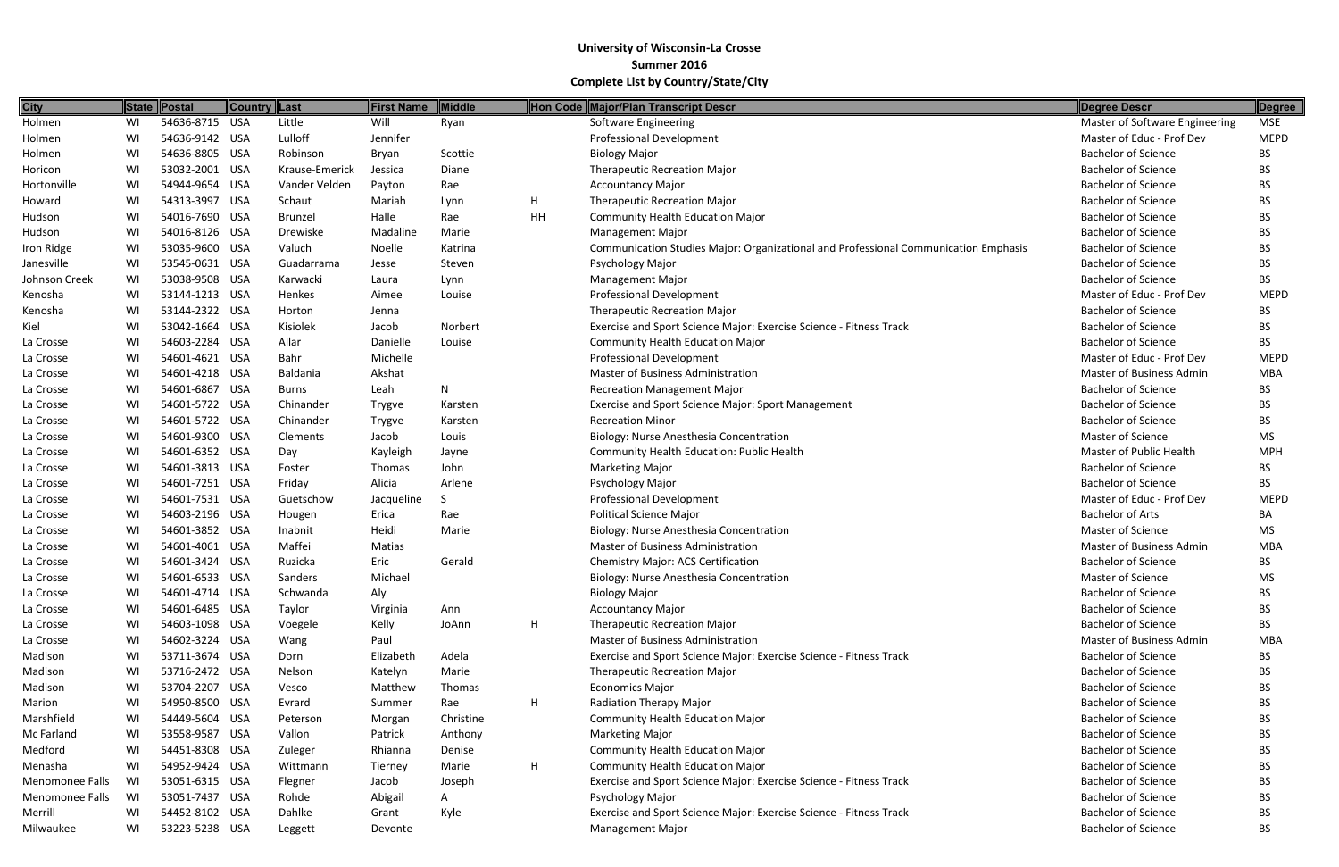# University of Wisconsin-La Crosse
## Summer 2016
## Complete List by Country/State/City

| City | State | Postal | Country | Last | First Name | Middle | Hon Code | Major/Plan Transcript Descr | Degree Descr | Degree |
|---|---|---|---|---|---|---|---|---|---|---|
| Holmen | WI | 54636-8715 | USA | Little | Will | Ryan | | Software Engineering | Master of Software Engineering | MSE |
| Holmen | WI | 54636-9142 | USA | Lulloff | Jennifer | | | Professional Development | Master of Educ - Prof Dev | MEPD |
| Holmen | WI | 54636-8805 | USA | Robinson | Bryan | Scottie | | Biology Major | Bachelor of Science | BS |
| Horicon | WI | 53032-2001 | USA | Krause-Emerick | Jessica | Diane | | Therapeutic Recreation Major | Bachelor of Science | BS |
| Hortonville | WI | 54944-9654 | USA | Vander Velden | Payton | Rae | | Accountancy Major | Bachelor of Science | BS |
| Howard | WI | 54313-3997 | USA | Schaut | Mariah | Lynn | H | Therapeutic Recreation Major | Bachelor of Science | BS |
| Hudson | WI | 54016-7690 | USA | Brunzel | Halle | Rae | HH | Community Health Education Major | Bachelor of Science | BS |
| Hudson | WI | 54016-8126 | USA | Drewiske | Madaline | Marie | | Management Major | Bachelor of Science | BS |
| Iron Ridge | WI | 53035-9600 | USA | Valuch | Noelle | Katrina | | Communication Studies Major: Organizational and Professional Communication Emphasis | Bachelor of Science | BS |
| Janesville | WI | 53545-0631 | USA | Guadarrama | Jesse | Steven | | Psychology Major | Bachelor of Science | BS |
| Johnson Creek | WI | 53038-9508 | USA | Karwacki | Laura | Lynn | | Management Major | Bachelor of Science | BS |
| Kenosha | WI | 53144-1213 | USA | Henkes | Aimee | Louise | | Professional Development | Master of Educ - Prof Dev | MEPD |
| Kenosha | WI | 53144-2322 | USA | Horton | Jenna | | | Therapeutic Recreation Major | Bachelor of Science | BS |
| Kiel | WI | 53042-1664 | USA | Kisiolek | Jacob | Norbert | | Exercise and Sport Science Major: Exercise Science - Fitness Track | Bachelor of Science | BS |
| La Crosse | WI | 54603-2284 | USA | Allar | Danielle | Louise | | Community Health Education Major | Bachelor of Science | BS |
| La Crosse | WI | 54601-4621 | USA | Bahr | Michelle | | | Professional Development | Master of Educ - Prof Dev | MEPD |
| La Crosse | WI | 54601-4218 | USA | Baldania | Akshat | | | Master of Business Administration | Master of Business Admin | MBA |
| La Crosse | WI | 54601-6867 | USA | Burns | Leah | N | | Recreation Management Major | Bachelor of Science | BS |
| La Crosse | WI | 54601-5722 | USA | Chinander | Trygve | Karsten | | Exercise and Sport Science Major: Sport Management | Bachelor of Science | BS |
| La Crosse | WI | 54601-5722 | USA | Chinander | Trygve | Karsten | | Recreation Minor | Bachelor of Science | BS |
| La Crosse | WI | 54601-9300 | USA | Clements | Jacob | Louis | | Biology: Nurse Anesthesia Concentration | Master of Science | MS |
| La Crosse | WI | 54601-6352 | USA | Day | Kayleigh | Jayne | | Community Health Education: Public Health | Master of Public Health | MPH |
| La Crosse | WI | 54601-3813 | USA | Foster | Thomas | John | | Marketing Major | Bachelor of Science | BS |
| La Crosse | WI | 54601-7251 | USA | Friday | Alicia | Arlene | | Psychology Major | Bachelor of Science | BS |
| La Crosse | WI | 54601-7531 | USA | Guetschow | Jacqueline | S | | Professional Development | Master of Educ - Prof Dev | MEPD |
| La Crosse | WI | 54603-2196 | USA | Hougen | Erica | Rae | | Political Science Major | Bachelor of Arts | BA |
| La Crosse | WI | 54601-3852 | USA | Inabnit | Heidi | Marie | | Biology: Nurse Anesthesia Concentration | Master of Science | MS |
| La Crosse | WI | 54601-4061 | USA | Maffei | Matias | | | Master of Business Administration | Master of Business Admin | MBA |
| La Crosse | WI | 54601-3424 | USA | Ruzicka | Eric | Gerald | | Chemistry Major: ACS Certification | Bachelor of Science | BS |
| La Crosse | WI | 54601-6533 | USA | Sanders | Michael | | | Biology: Nurse Anesthesia Concentration | Master of Science | MS |
| La Crosse | WI | 54601-4714 | USA | Schwanda | Aly | | | Biology Major | Bachelor of Science | BS |
| La Crosse | WI | 54601-6485 | USA | Taylor | Virginia | Ann | | Accountancy Major | Bachelor of Science | BS |
| La Crosse | WI | 54603-1098 | USA | Voegele | Kelly | JoAnn | H | Therapeutic Recreation Major | Bachelor of Science | BS |
| La Crosse | WI | 54602-3224 | USA | Wang | Paul | | | Master of Business Administration | Master of Business Admin | MBA |
| Madison | WI | 53711-3674 | USA | Dorn | Elizabeth | Adela | | Exercise and Sport Science Major: Exercise Science - Fitness Track | Bachelor of Science | BS |
| Madison | WI | 53716-2472 | USA | Nelson | Katelyn | Marie | | Therapeutic Recreation Major | Bachelor of Science | BS |
| Madison | WI | 53704-2207 | USA | Vesco | Matthew | Thomas | | Economics Major | Bachelor of Science | BS |
| Marion | WI | 54950-8500 | USA | Evrard | Summer | Rae | H | Radiation Therapy Major | Bachelor of Science | BS |
| Marshfield | WI | 54449-5604 | USA | Peterson | Morgan | Christine | | Community Health Education Major | Bachelor of Science | BS |
| Mc Farland | WI | 53558-9587 | USA | Vallon | Patrick | Anthony | | Marketing Major | Bachelor of Science | BS |
| Medford | WI | 54451-8308 | USA | Zuleger | Rhianna | Denise | | Community Health Education Major | Bachelor of Science | BS |
| Menasha | WI | 54952-9424 | USA | Wittmann | Tierney | Marie | H | Community Health Education Major | Bachelor of Science | BS |
| Menomonee Falls | WI | 53051-6315 | USA | Flegner | Jacob | Joseph | | Exercise and Sport Science Major: Exercise Science - Fitness Track | Bachelor of Science | BS |
| Menomonee Falls | WI | 53051-7437 | USA | Rohde | Abigail | A | | Psychology Major | Bachelor of Science | BS |
| Merrill | WI | 54452-8102 | USA | Dahlke | Grant | Kyle | | Exercise and Sport Science Major: Exercise Science - Fitness Track | Bachelor of Science | BS |
| Milwaukee | WI | 53223-5238 | USA | Leggett | Devonte | | | Management Major | Bachelor of Science | BS |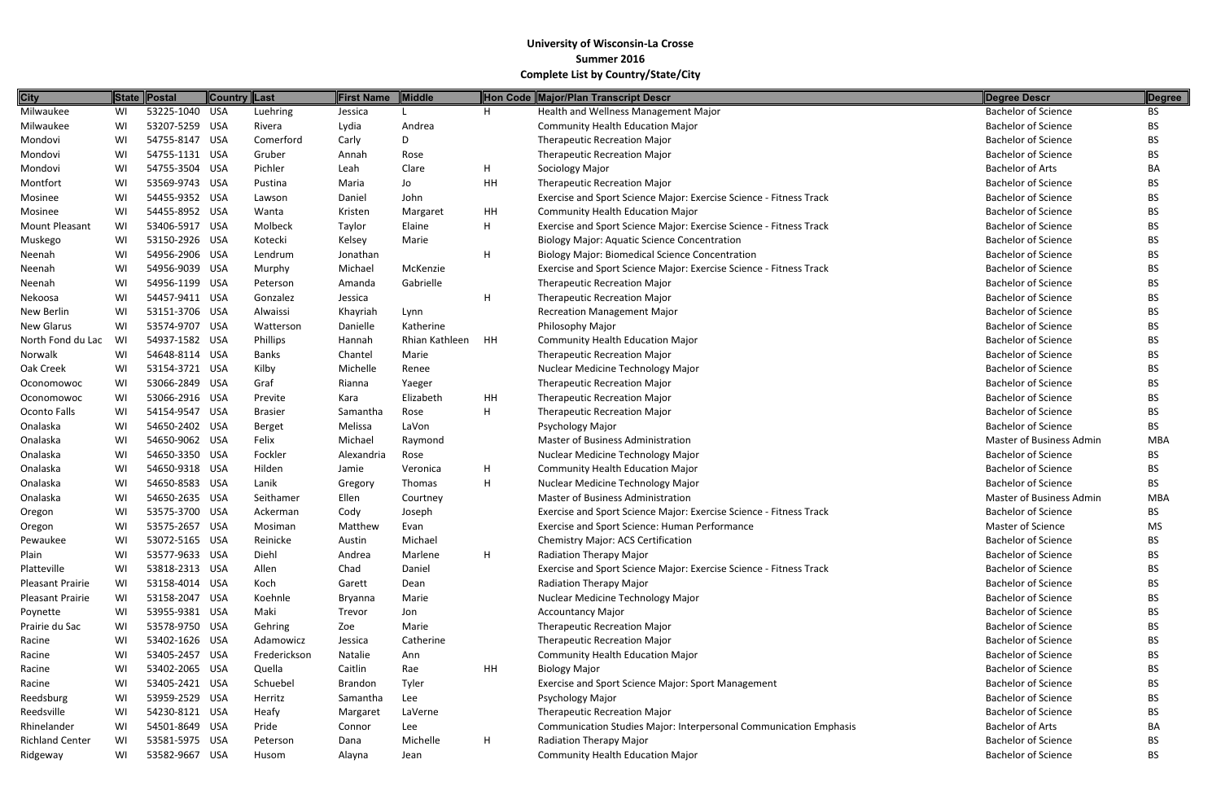# University of Wisconsin-La Crosse
## Summer 2016
## Complete List by Country/State/City

| City | State | Postal | Country | Last | First Name | Middle | Hon Code | Major/Plan Transcript Descr | Degree Descr | Degree |
|---|---|---|---|---|---|---|---|---|---|---|
| Milwaukee | WI | 53225-1040 | USA | Luehring | Jessica | L | H | Health and Wellness Management Major | Bachelor of Science | BS |
| Milwaukee | WI | 53207-5259 | USA | Rivera | Lydia | Andrea | | Community Health Education Major | Bachelor of Science | BS |
| Mondovi | WI | 54755-8147 | USA | Comerford | Carly | D | | Therapeutic Recreation Major | Bachelor of Science | BS |
| Mondovi | WI | 54755-1131 | USA | Gruber | Annah | Rose | | Therapeutic Recreation Major | Bachelor of Science | BS |
| Mondovi | WI | 54755-3504 | USA | Pichler | Leah | Clare | H | Sociology Major | Bachelor of Arts | BA |
| Montfort | WI | 53569-9743 | USA | Pustina | Maria | Jo | HH | Therapeutic Recreation Major | Bachelor of Science | BS |
| Mosinee | WI | 54455-9352 | USA | Lawson | Daniel | John | | Exercise and Sport Science Major: Exercise Science - Fitness Track | Bachelor of Science | BS |
| Mosinee | WI | 54455-8952 | USA | Wanta | Kristen | Margaret | HH | Community Health Education Major | Bachelor of Science | BS |
| Mount Pleasant | WI | 53406-5917 | USA | Molbeck | Taylor | Elaine | H | Exercise and Sport Science Major: Exercise Science - Fitness Track | Bachelor of Science | BS |
| Muskego | WI | 53150-2926 | USA | Kotecki | Kelsey | Marie | | Biology Major: Aquatic Science Concentration | Bachelor of Science | BS |
| Neenah | WI | 54956-2906 | USA | Lendrum | Jonathan | | H | Biology Major: Biomedical Science Concentration | Bachelor of Science | BS |
| Neenah | WI | 54956-9039 | USA | Murphy | Michael | McKenzie | | Exercise and Sport Science Major: Exercise Science - Fitness Track | Bachelor of Science | BS |
| Neenah | WI | 54956-1199 | USA | Peterson | Amanda | Gabrielle | | Therapeutic Recreation Major | Bachelor of Science | BS |
| Nekoosa | WI | 54457-9411 | USA | Gonzalez | Jessica | | H | Therapeutic Recreation Major | Bachelor of Science | BS |
| New Berlin | WI | 53151-3706 | USA | Alwaissi | Khayriah | Lynn | | Recreation Management Major | Bachelor of Science | BS |
| New Glarus | WI | 53574-9707 | USA | Watterson | Danielle | Katherine | | Philosophy Major | Bachelor of Science | BS |
| North Fond du Lac | WI | 54937-1582 | USA | Phillips | Hannah | Rhian Kathleen | HH | Community Health Education Major | Bachelor of Science | BS |
| Norwalk | WI | 54648-8114 | USA | Banks | Chantel | Marie | | Therapeutic Recreation Major | Bachelor of Science | BS |
| Oak Creek | WI | 53154-3721 | USA | Kilby | Michelle | Renee | | Nuclear Medicine Technology Major | Bachelor of Science | BS |
| Oconomowoc | WI | 53066-2849 | USA | Graf | Rianna | Yaeger | | Therapeutic Recreation Major | Bachelor of Science | BS |
| Oconomowoc | WI | 53066-2916 | USA | Previte | Kara | Elizabeth | HH | Therapeutic Recreation Major | Bachelor of Science | BS |
| Oconto Falls | WI | 54154-9547 | USA | Brasier | Samantha | Rose | H | Therapeutic Recreation Major | Bachelor of Science | BS |
| Onalaska | WI | 54650-2402 | USA | Berget | Melissa | LaVon | | Psychology Major | Bachelor of Science | BS |
| Onalaska | WI | 54650-9062 | USA | Felix | Michael | Raymond | | Master of Business Administration | Master of Business Admin | MBA |
| Onalaska | WI | 54650-3350 | USA | Fockler | Alexandria | Rose | | Nuclear Medicine Technology Major | Bachelor of Science | BS |
| Onalaska | WI | 54650-9318 | USA | Hilden | Jamie | Veronica | H | Community Health Education Major | Bachelor of Science | BS |
| Onalaska | WI | 54650-8583 | USA | Lanik | Gregory | Thomas | H | Nuclear Medicine Technology Major | Bachelor of Science | BS |
| Onalaska | WI | 54650-2635 | USA | Seithamer | Ellen | Courtney | | Master of Business Administration | Master of Business Admin | MBA |
| Oregon | WI | 53575-3700 | USA | Ackerman | Cody | Joseph | | Exercise and Sport Science Major: Exercise Science - Fitness Track | Bachelor of Science | BS |
| Oregon | WI | 53575-2657 | USA | Mosiman | Matthew | Evan | | Exercise and Sport Science: Human Performance | Master of Science | MS |
| Pewaukee | WI | 53072-5165 | USA | Reinicke | Austin | Michael | | Chemistry Major: ACS Certification | Bachelor of Science | BS |
| Plain | WI | 53577-9633 | USA | Diehl | Andrea | Marlene | H | Radiation Therapy Major | Bachelor of Science | BS |
| Platteville | WI | 53818-2313 | USA | Allen | Chad | Daniel | | Exercise and Sport Science Major: Exercise Science - Fitness Track | Bachelor of Science | BS |
| Pleasant Prairie | WI | 53158-4014 | USA | Koch | Garett | Dean | | Radiation Therapy Major | Bachelor of Science | BS |
| Pleasant Prairie | WI | 53158-2047 | USA | Koehnle | Bryanna | Marie | | Nuclear Medicine Technology Major | Bachelor of Science | BS |
| Poynette | WI | 53955-9381 | USA | Maki | Trevor | Jon | | Accountancy Major | Bachelor of Science | BS |
| Prairie du Sac | WI | 53578-9750 | USA | Gehring | Zoe | Marie | | Therapeutic Recreation Major | Bachelor of Science | BS |
| Racine | WI | 53402-1626 | USA | Adamowicz | Jessica | Catherine | | Therapeutic Recreation Major | Bachelor of Science | BS |
| Racine | WI | 53405-2457 | USA | Frederickson | Natalie | Ann | | Community Health Education Major | Bachelor of Science | BS |
| Racine | WI | 53402-2065 | USA | Quella | Caitlin | Rae | HH | Biology Major | Bachelor of Science | BS |
| Racine | WI | 53405-2421 | USA | Schuebel | Brandon | Tyler | | Exercise and Sport Science Major: Sport Management | Bachelor of Science | BS |
| Reedsburg | WI | 53959-2529 | USA | Herritz | Samantha | Lee | | Psychology Major | Bachelor of Science | BS |
| Reedsville | WI | 54230-8121 | USA | Heafy | Margaret | LaVerne | | Therapeutic Recreation Major | Bachelor of Science | BS |
| Rhinelander | WI | 54501-8649 | USA | Pride | Connor | Lee | | Communication Studies Major: Interpersonal Communication Emphasis | Bachelor of Arts | BA |
| Richland Center | WI | 53581-5975 | USA | Peterson | Dana | Michelle | H | Radiation Therapy Major | Bachelor of Science | BS |
| Ridgeway | WI | 53582-9667 | USA | Husom | Alayna | Jean | | Community Health Education Major | Bachelor of Science | BS |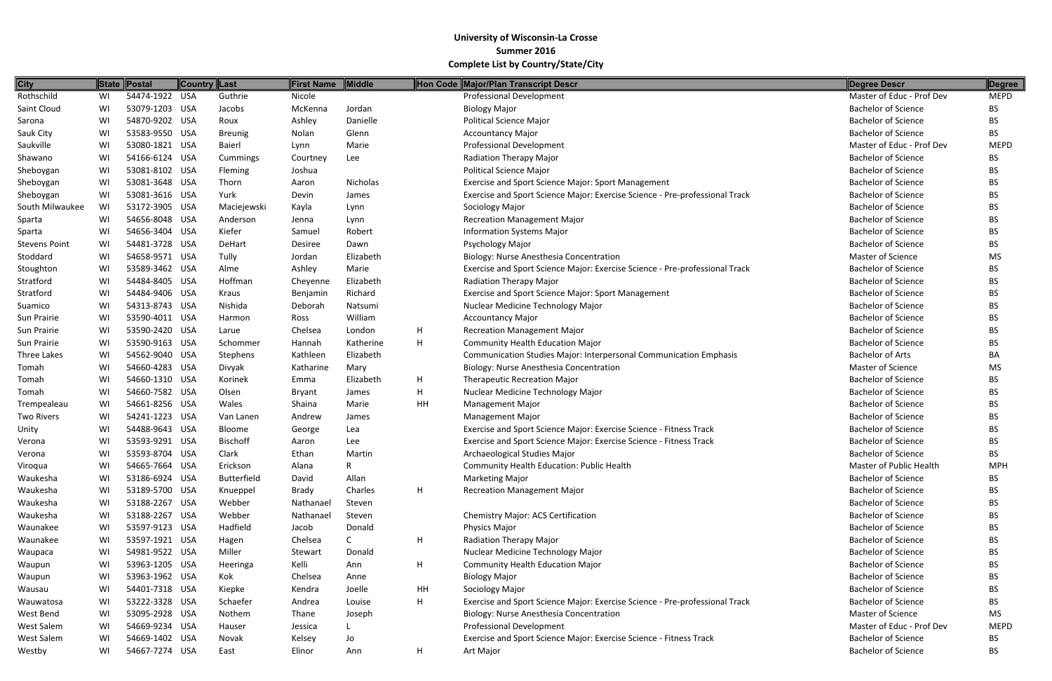# University of Wisconsin-La Crosse
## Summer 2016
## Complete List by Country/State/City

| City | State | Postal | Country | Last | First Name | Middle | Hon Code | Major/Plan Transcript Descr | Degree Descr | Degree |
|---|---|---|---|---|---|---|---|---|---|---|
| Rothschild | WI | 54474-1922 | USA | Guthrie | Nicole | | | Professional Development | Master of Educ - Prof Dev | MEPD |
| Saint Cloud | WI | 53079-1203 | USA | Jacobs | McKenna | Jordan | | Biology Major | Bachelor of Science | BS |
| Sarona | WI | 54870-9202 | USA | Roux | Ashley | Danielle | | Political Science Major | Bachelor of Science | BS |
| Sauk City | WI | 53583-9550 | USA | Breunig | Nolan | Glenn | | Accountancy Major | Bachelor of Science | BS |
| Saukville | WI | 53080-1821 | USA | Baierl | Lynn | Marie | | Professional Development | Master of Educ - Prof Dev | MEPD |
| Shawano | WI | 54166-6124 | USA | Cummings | Courtney | Lee | | Radiation Therapy Major | Bachelor of Science | BS |
| Sheboygan | WI | 53081-8102 | USA | Fleming | Joshua | | | Political Science Major | Bachelor of Science | BS |
| Sheboygan | WI | 53081-3648 | USA | Thorn | Aaron | Nicholas | | Exercise and Sport Science Major: Sport Management | Bachelor of Science | BS |
| Sheboygan | WI | 53081-3616 | USA | Yurk | Devin | James | | Exercise and Sport Science Major: Exercise Science - Pre-professional Track | Bachelor of Science | BS |
| South Milwaukee | WI | 53172-3905 | USA | Maciejewski | Kayla | Lynn | | Sociology Major | Bachelor of Science | BS |
| Sparta | WI | 54656-8048 | USA | Anderson | Jenna | Lynn | | Recreation Management Major | Bachelor of Science | BS |
| Sparta | WI | 54656-3404 | USA | Kiefer | Samuel | Robert | | Information Systems Major | Bachelor of Science | BS |
| Stevens Point | WI | 54481-3728 | USA | DeHart | Desiree | Dawn | | Psychology Major | Bachelor of Science | BS |
| Stoddard | WI | 54658-9571 | USA | Tully | Jordan | Elizabeth | | Biology: Nurse Anesthesia Concentration | Master of Science | MS |
| Stoughton | WI | 53589-3462 | USA | Alme | Ashley | Marie | | Exercise and Sport Science Major: Exercise Science - Pre-professional Track | Bachelor of Science | BS |
| Stratford | WI | 54484-8405 | USA | Hoffman | Cheyenne | Elizabeth | | Radiation Therapy Major | Bachelor of Science | BS |
| Stratford | WI | 54484-9406 | USA | Kraus | Benjamin | Richard | | Exercise and Sport Science Major: Sport Management | Bachelor of Science | BS |
| Suamico | WI | 54313-8743 | USA | Nishida | Deborah | Natsumi | | Nuclear Medicine Technology Major | Bachelor of Science | BS |
| Sun Prairie | WI | 53590-4011 | USA | Harmon | Ross | William | | Accountancy Major | Bachelor of Science | BS |
| Sun Prairie | WI | 53590-2420 | USA | Larue | Chelsea | London | H | Recreation Management Major | Bachelor of Science | BS |
| Sun Prairie | WI | 53590-9163 | USA | Schommer | Hannah | Katherine | H | Community Health Education Major | Bachelor of Science | BS |
| Three Lakes | WI | 54562-9040 | USA | Stephens | Kathleen | Elizabeth | | Communication Studies Major: Interpersonal Communication Emphasis | Bachelor of Arts | BA |
| Tomah | WI | 54660-4283 | USA | Divyak | Katharine | Mary | | Biology: Nurse Anesthesia Concentration | Master of Science | MS |
| Tomah | WI | 54660-1310 | USA | Korinek | Emma | Elizabeth | H | Therapeutic Recreation Major | Bachelor of Science | BS |
| Tomah | WI | 54660-7582 | USA | Olsen | Bryant | James | H | Nuclear Medicine Technology Major | Bachelor of Science | BS |
| Trempealeau | WI | 54661-8256 | USA | Wales | Shaina | Marie | HH | Management Major | Bachelor of Science | BS |
| Two Rivers | WI | 54241-1223 | USA | Van Lanen | Andrew | James | | Management Major | Bachelor of Science | BS |
| Unity | WI | 54488-9643 | USA | Bloome | George | Lea | | Exercise and Sport Science Major: Exercise Science - Fitness Track | Bachelor of Science | BS |
| Verona | WI | 53593-9291 | USA | Bischoff | Aaron | Lee | | Exercise and Sport Science Major: Exercise Science - Fitness Track | Bachelor of Science | BS |
| Verona | WI | 53593-8704 | USA | Clark | Ethan | Martin | | Archaeological Studies Major | Bachelor of Science | BS |
| Viroqua | WI | 54665-7664 | USA | Erickson | Alana | R | | Community Health Education: Public Health | Master of Public Health | MPH |
| Waukesha | WI | 53186-6924 | USA | Butterfield | David | Allan | | Marketing Major | Bachelor of Science | BS |
| Waukesha | WI | 53189-5700 | USA | Knueppel | Brady | Charles | H | Recreation Management Major | Bachelor of Science | BS |
| Waukesha | WI | 53188-2267 | USA | Webber | Nathanael | Steven | | | Bachelor of Science | BS |
| Waukesha | WI | 53188-2267 | USA | Webber | Nathanael | Steven | | Chemistry Major: ACS Certification | Bachelor of Science | BS |
| Waunakee | WI | 53597-9123 | USA | Hadfield | Jacob | Donald | | Physics Major | Bachelor of Science | BS |
| Waunakee | WI | 53597-1921 | USA | Hagen | Chelsea | C | H | Radiation Therapy Major | Bachelor of Science | BS |
| Waupaca | WI | 54981-9522 | USA | Miller | Stewart | Donald | | Nuclear Medicine Technology Major | Bachelor of Science | BS |
| Waupun | WI | 53963-1205 | USA | Heeringa | Kelli | Ann | H | Community Health Education Major | Bachelor of Science | BS |
| Waupun | WI | 53963-1962 | USA | Kok | Chelsea | Anne | | Biology Major | Bachelor of Science | BS |
| Wausau | WI | 54401-7318 | USA | Kiepke | Kendra | Joelle | HH | Sociology Major | Bachelor of Science | BS |
| Wauwatosa | WI | 53222-3328 | USA | Schaefer | Andrea | Louise | H | Exercise and Sport Science Major: Exercise Science - Pre-professional Track | Bachelor of Science | BS |
| West Bend | WI | 53095-2928 | USA | Nothem | Thane | Joseph | | Biology: Nurse Anesthesia Concentration | Master of Science | MS |
| West Salem | WI | 54669-9234 | USA | Hauser | Jessica | L | | Professional Development | Master of Educ - Prof Dev | MEPD |
| West Salem | WI | 54669-1402 | USA | Novak | Kelsey | Jo | | Exercise and Sport Science Major: Exercise Science - Fitness Track | Bachelor of Science | BS |
| Westby | WI | 54667-7274 | USA | East | Elinor | Ann | H | Art Major | Bachelor of Science | BS |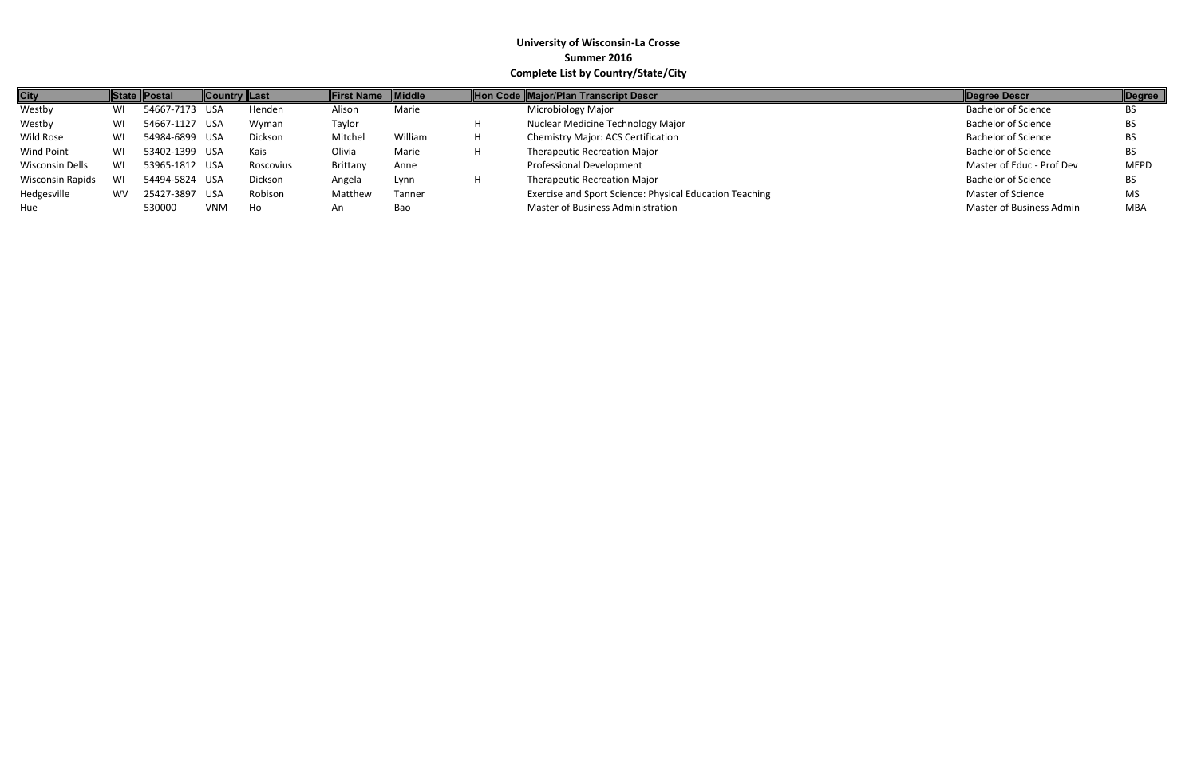**University of Wisconsin-La Crosse**
**Summer 2016**
**Complete List by Country/State/City**

| City | State | Postal | Country | Last | First Name | Middle | Hon Code | Major/Plan Transcript Descr | Degree Descr | Degree |
|---|---|---|---|---|---|---|---|---|---|---|
| Westby | WI | 54667-7173 | USA | Henden | Alison | Marie | | Microbiology Major | Bachelor of Science | BS |
| Westby | WI | 54667-1127 | USA | Wyman | Taylor | | H | Nuclear Medicine Technology Major | Bachelor of Science | BS |
| Wild Rose | WI | 54984-6899 | USA | Dickson | Mitchel | William | H | Chemistry Major: ACS Certification | Bachelor of Science | BS |
| Wind Point | WI | 53402-1399 | USA | Kais | Olivia | Marie | H | Therapeutic Recreation Major | Bachelor of Science | BS |
| Wisconsin Dells | WI | 53965-1812 | USA | Roscovius | Brittany | Anne | | Professional Development | Master of Educ - Prof Dev | MEPD |
| Wisconsin Rapids | WI | 54494-5824 | USA | Dickson | Angela | Lynn | H | Therapeutic Recreation Major | Bachelor of Science | BS |
| Hedgesville | WV | 25427-3897 | USA | Robison | Matthew | Tanner | | Exercise and Sport Science: Physical Education Teaching | Master of Science | MS |
| Hue | | 530000 | VNM | Ho | An | Bao | | Master of Business Administration | Master of Business Admin | MBA |